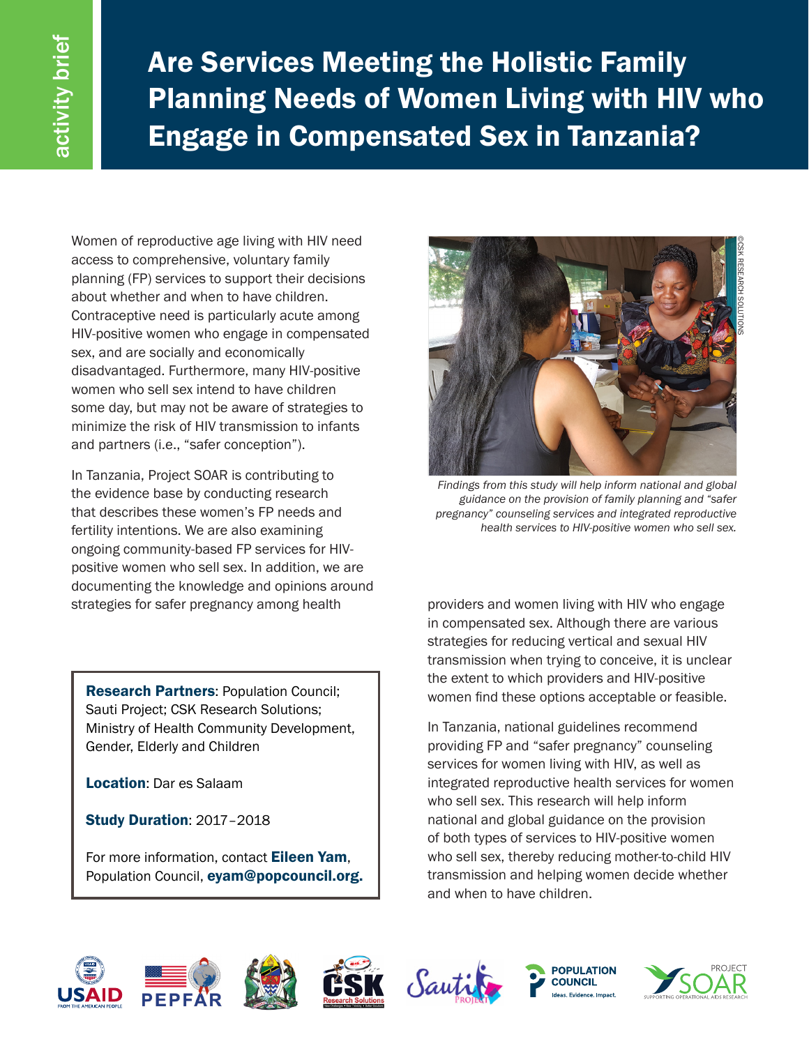activity brief

# Are Services Meeting the Holistic Family Planning Needs of Women Living with HIV who Engage in Compensated Sex in Tanzania?

Women of reproductive age living with HIV need access to comprehensive, voluntary family planning (FP) services to support their decisions about whether and when to have children. Contraceptive need is particularly acute among HIV-positive women who engage in compensated sex, and are socially and economically disadvantaged. Furthermore, many HIV-positive women who sell sex intend to have children some day, but may not be aware of strategies to minimize the risk of HIV transmission to infants and partners (i.e., "safer conception").

In Tanzania, Project SOAR is contributing to the evidence base by conducting research that describes these women's FP needs and fertility intentions. We are also examining ongoing community-based FP services for HIV-positive women who sell sex. In addition, we are documenting the knowledge and opinions around strategies for safer pregnancy among health providers and women living with HIV who engage in compensated sex. Although there are various strategies for reducing vertical and sexual HIV transmission when trying to conceive, it is unclear the extent to which providers and HIV-positive women find these options acceptable or feasible.

©CSK RESEARCH SOLUTIONS

*Findings from this study will help inform national and global guidance on the provision of family planning and "safer pregnancy" counseling services and integrated reproductive health services to HIV-positive women who sell sex.*

In Tanzania, national guidelines recommend providing FP and "safer pregnancy" counseling services for women living with HIV, as well as integrated reproductive health services for women who sell sex. This research will help inform national and global guidance on the provision of both types of services to HIV-positive women who sell sex, thereby reducing mother-to-child HIV transmission and helping women decide whether and when to have children.

**Research Partners**: Population Council; Sauti Project; CSK Research Solutions; Ministry of Health Community Development, Gender, Elderly and Children

**Location**: Dar es Salaam

**Study Duration**: 2017–2018

For more information, contact **Eileen Yam**, Population Council, **eyam@popcouncil.org.**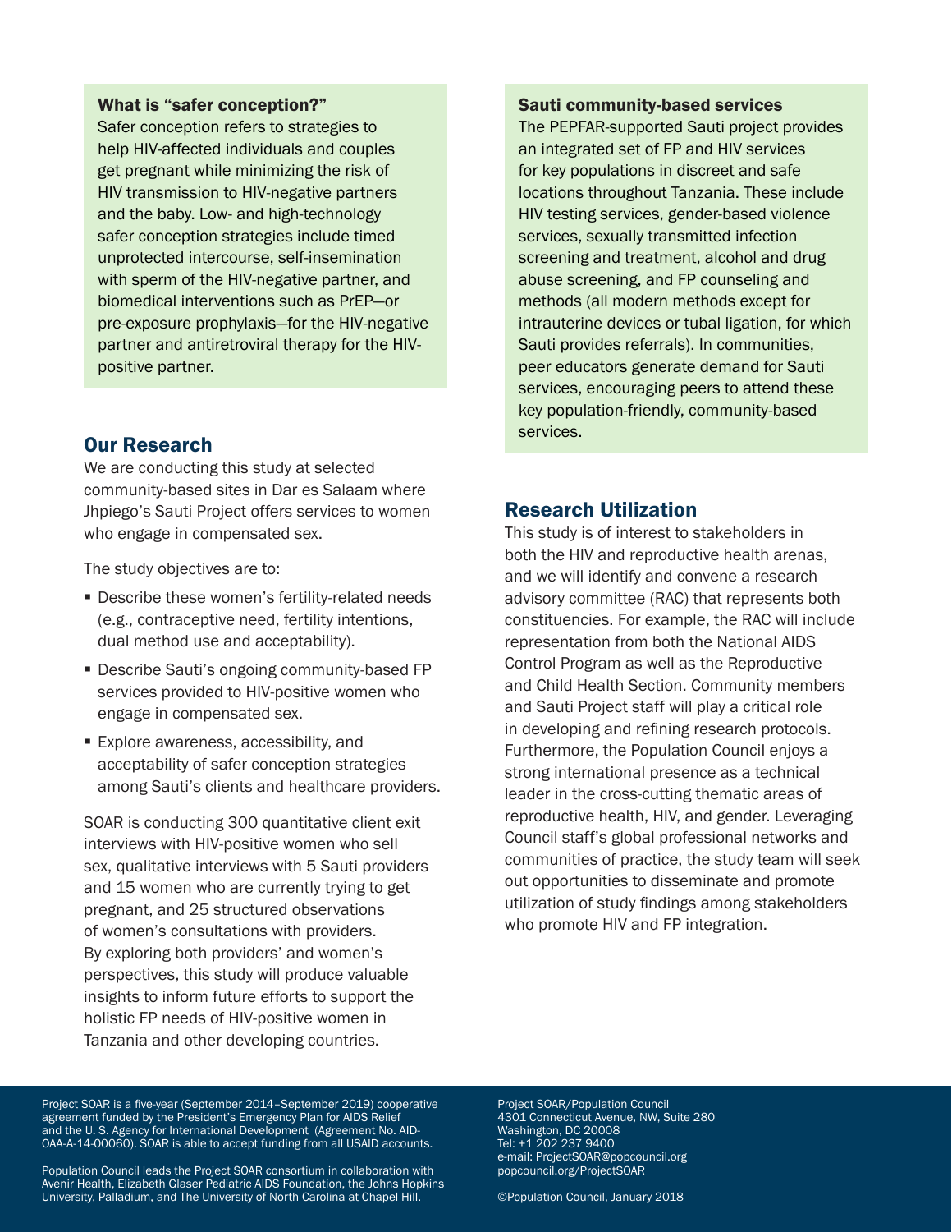### What is "safer conception?"

Safer conception refers to strategies to help HIV-affected individuals and couples get pregnant while minimizing the risk of HIV transmission to HIV-negative partners and the baby. Low- and high-technology safer conception strategies include timed unprotected intercourse, self-insemination with sperm of the HIV-negative partner, and biomedical interventions such as PrEP—or pre-exposure prophylaxis—for the HIV-negative partner and antiretroviral therapy for the HIV-positive partner.

## Our Research

We are conducting this study at selected community-based sites in Dar es Salaam where Jhpiego's Sauti Project offers services to women who engage in compensated sex.

The study objectives are to:

- Describe these women's fertility-related needs (e.g., contraceptive need, fertility intentions, dual method use and acceptability).
- Describe Sauti's ongoing community-based FP services provided to HIV-positive women who engage in compensated sex.
- Explore awareness, accessibility, and acceptability of safer conception strategies among Sauti's clients and healthcare providers.

SOAR is conducting 300 quantitative client exit interviews with HIV-positive women who sell sex, qualitative interviews with 5 Sauti providers and 15 women who are currently trying to get pregnant, and 25 structured observations of women's consultations with providers. By exploring both providers' and women's perspectives, this study will produce valuable insights to inform future efforts to support the holistic FP needs of HIV-positive women in Tanzania and other developing countries.

### Sauti community-based services

The PEPFAR-supported Sauti project provides an integrated set of FP and HIV services for key populations in discreet and safe locations throughout Tanzania. These include HIV testing services, gender-based violence services, sexually transmitted infection screening and treatment, alcohol and drug abuse screening, and FP counseling and methods (all modern methods except for intrauterine devices or tubal ligation, for which Sauti provides referrals). In communities, peer educators generate demand for Sauti services, encouraging peers to attend these key population-friendly, community-based services.

## Research Utilization

This study is of interest to stakeholders in both the HIV and reproductive health arenas, and we will identify and convene a research advisory committee (RAC) that represents both constituencies. For example, the RAC will include representation from both the National AIDS Control Program as well as the Reproductive and Child Health Section. Community members and Sauti Project staff will play a critical role in developing and refining research protocols. Furthermore, the Population Council enjoys a strong international presence as a technical leader in the cross-cutting thematic areas of reproductive health, HIV, and gender. Leveraging Council staff's global professional networks and communities of practice, the study team will seek out opportunities to disseminate and promote utilization of study findings among stakeholders who promote HIV and FP integration.

Project SOAR is a five-year (September 2014–September 2019) cooperative agreement funded by the President's Emergency Plan for AIDS Relief and the U. S. Agency for International Development (Agreement No. AID-OAA-A-14-00060). SOAR is able to accept funding from all USAID accounts.

Population Council leads the Project SOAR consortium in collaboration with Avenir Health, Elizabeth Glaser Pediatric AIDS Foundation, the Johns Hopkins University, Palladium, and The University of North Carolina at Chapel Hill.

Project SOAR/Population Council
4301 Connecticut Avenue, NW, Suite 280
Washington, DC 20008
Tel: +1 202 237 9400
e-mail: ProjectSOAR@popcouncil.org
popcouncil.org/ProjectSOAR

©Population Council, January 2018